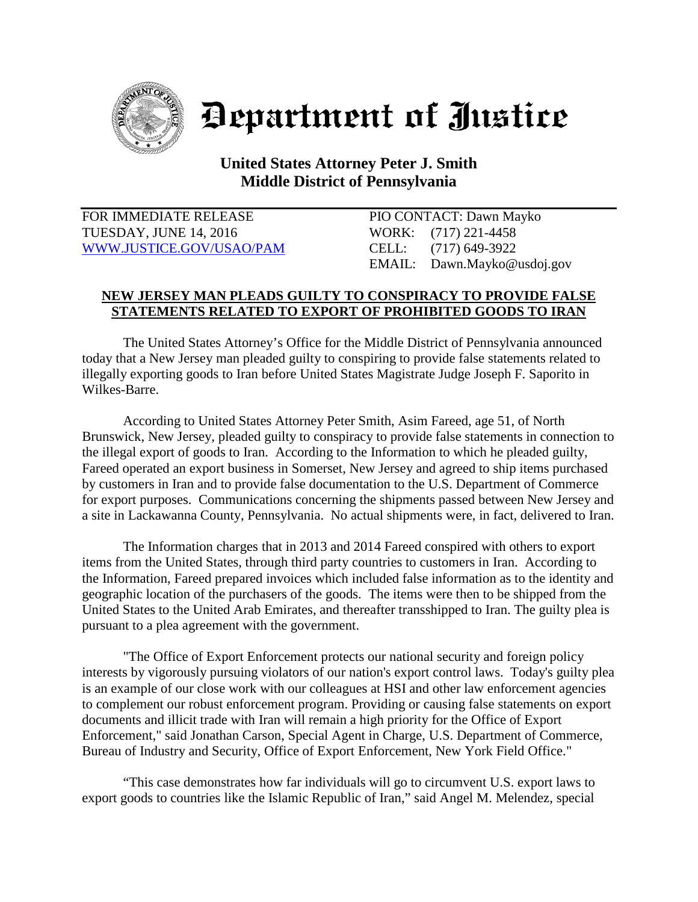# Department of Justice

**United States Attorney Peter J. Smith**
**Middle District of Pennsylvania**

FOR IMMEDIATE RELEASE
TUESDAY, JUNE 14, 2016
WWW.JUSTICE.GOV/USAO/PAM

PIO CONTACT: Dawn Mayko
WORK: (717) 221-4458
CELL: (717) 649-3922
EMAIL: Dawn.Mayko@usdoj.gov

## NEW JERSEY MAN PLEADS GUILTY TO CONSPIRACY TO PROVIDE FALSE STATEMENTS RELATED TO EXPORT OF PROHIBITED GOODS TO IRAN

The United States Attorney's Office for the Middle District of Pennsylvania announced today that a New Jersey man pleaded guilty to conspiring to provide false statements related to illegally exporting goods to Iran before United States Magistrate Judge Joseph F. Saporito in Wilkes-Barre.

According to United States Attorney Peter Smith, Asim Fareed, age 51, of North Brunswick, New Jersey, pleaded guilty to conspiracy to provide false statements in connection to the illegal export of goods to Iran. According to the Information to which he pleaded guilty, Fareed operated an export business in Somerset, New Jersey and agreed to ship items purchased by customers in Iran and to provide false documentation to the U.S. Department of Commerce for export purposes. Communications concerning the shipments passed between New Jersey and a site in Lackawanna County, Pennsylvania. No actual shipments were, in fact, delivered to Iran.

The Information charges that in 2013 and 2014 Fareed conspired with others to export items from the United States, through third party countries to customers in Iran. According to the Information, Fareed prepared invoices which included false information as to the identity and geographic location of the purchasers of the goods. The items were then to be shipped from the United States to the United Arab Emirates, and thereafter transshipped to Iran. The guilty plea is pursuant to a plea agreement with the government.

"The Office of Export Enforcement protects our national security and foreign policy interests by vigorously pursuing violators of our nation's export control laws. Today's guilty plea is an example of our close work with our colleagues at HSI and other law enforcement agencies to complement our robust enforcement program. Providing or causing false statements on export documents and illicit trade with Iran will remain a high priority for the Office of Export Enforcement," said Jonathan Carson, Special Agent in Charge, U.S. Department of Commerce, Bureau of Industry and Security, Office of Export Enforcement, New York Field Office."

"This case demonstrates how far individuals will go to circumvent U.S. export laws to export goods to countries like the Islamic Republic of Iran," said Angel M. Melendez, special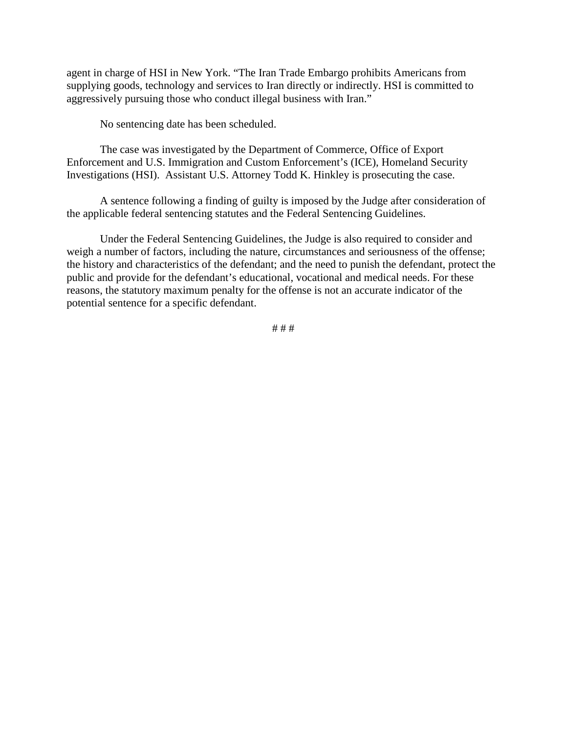agent in charge of HSI in New York. "The Iran Trade Embargo prohibits Americans from supplying goods, technology and services to Iran directly or indirectly. HSI is committed to aggressively pursuing those who conduct illegal business with Iran."

No sentencing date has been scheduled.

The case was investigated by the Department of Commerce, Office of Export Enforcement and U.S. Immigration and Custom Enforcement's (ICE), Homeland Security Investigations (HSI). Assistant U.S. Attorney Todd K. Hinkley is prosecuting the case.

A sentence following a finding of guilty is imposed by the Judge after consideration of the applicable federal sentencing statutes and the Federal Sentencing Guidelines.

Under the Federal Sentencing Guidelines, the Judge is also required to consider and weigh a number of factors, including the nature, circumstances and seriousness of the offense; the history and characteristics of the defendant; and the need to punish the defendant, protect the public and provide for the defendant's educational, vocational and medical needs. For these reasons, the statutory maximum penalty for the offense is not an accurate indicator of the potential sentence for a specific defendant.

# # #